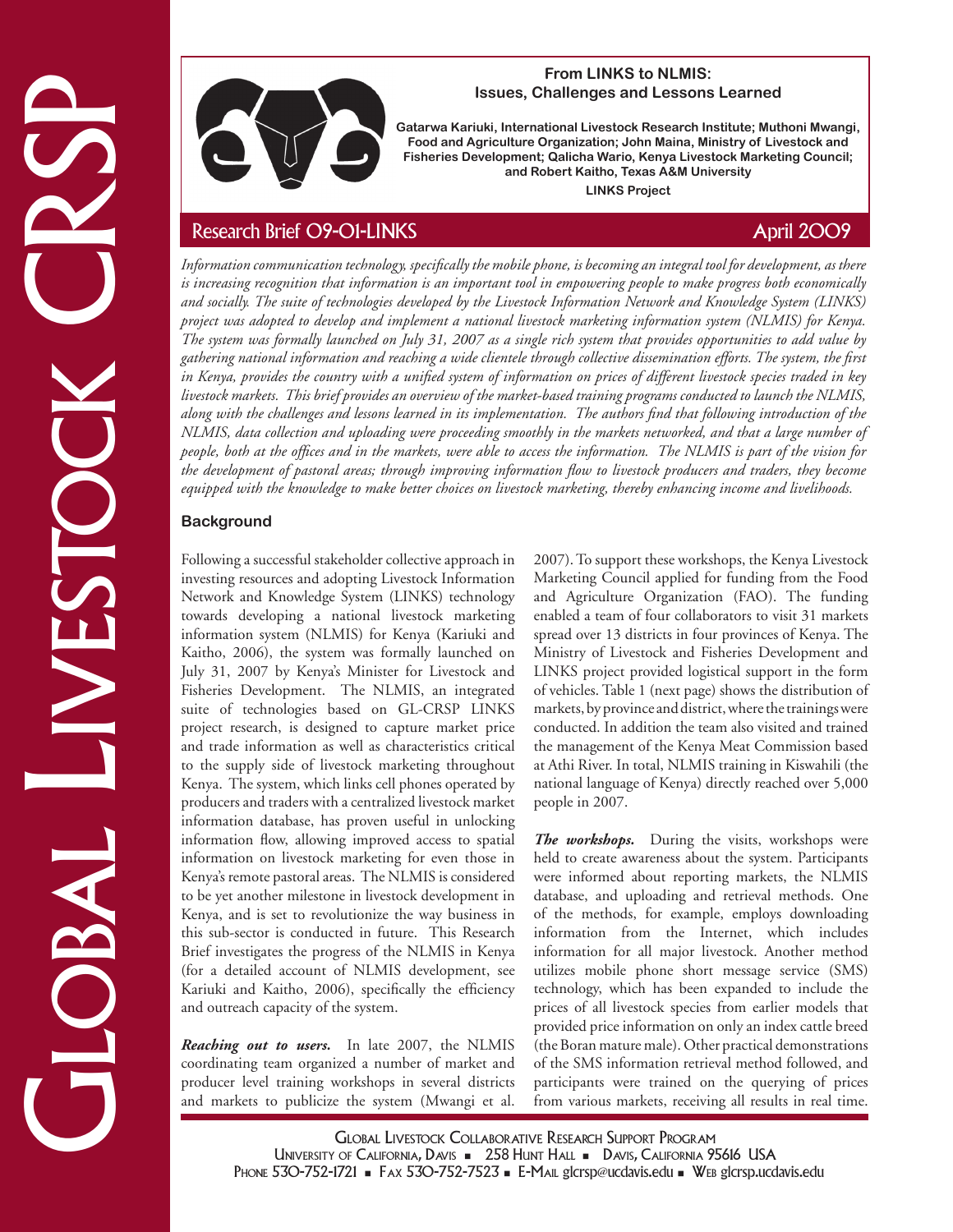# From LINKS to NLMIS: Issues, Challenges and Lessons Learned

**Gatarwa Kariuki, International Livestock Research Institute; Muthoni Mwangi, Food and Agriculture Organization; John Maina, Ministry of Livestock and Fisheries Development; Qalicha Wario, Kenya Livestock Marketing Council; and Robert Kaitho, Texas A&M University**

**LINKS Project**

Research Brief 09-01-LINKS

April 2009

*Information communication technology, specifically the mobile phone, is becoming an integral tool for development, as there is increasing recognition that information is an important tool in empowering people to make progress both economically and socially. The suite of technologies developed by the Livestock Information Network and Knowledge System (LINKS) project was adopted to develop and implement a national livestock marketing information system (NLMIS) for Kenya. The system was formally launched on July 31, 2007 as a single rich system that provides opportunities to add value by gathering national information and reaching a wide clientele through collective dissemination efforts. The system, the first in Kenya, provides the country with a unified system of information on prices of different livestock species traded in key livestock markets. This brief provides an overview of the market-based training programs conducted to launch the NLMIS, along with the challenges and lessons learned in its implementation. The authors find that following introduction of the NLMIS, data collection and uploading were proceeding smoothly in the markets networked, and that a large number of people, both at the offices and in the markets, were able to access the information. The NLMIS is part of the vision for the development of pastoral areas; through improving information flow to livestock producers and traders, they become equipped with the knowledge to make better choices on livestock marketing, thereby enhancing income and livelihoods.*

## Background

Following a successful stakeholder collective approach in investing resources and adopting Livestock Information Network and Knowledge System (LINKS) technology towards developing a national livestock marketing information system (NLMIS) for Kenya (Kariuki and Kaitho, 2006), the system was formally launched on July 31, 2007 by Kenya's Minister for Livestock and Fisheries Development. The NLMIS, an integrated suite of technologies based on GL-CRSP LINKS project research, is designed to capture market price and trade information as well as characteristics critical to the supply side of livestock marketing throughout Kenya. The system, which links cell phones operated by producers and traders with a centralized livestock market information database, has proven useful in unlocking information flow, allowing improved access to spatial information on livestock marketing for even those in Kenya's remote pastoral areas. The NLMIS is considered to be yet another milestone in livestock development in Kenya, and is set to revolutionize the way business in this sub-sector is conducted in future. This Research Brief investigates the progress of the NLMIS in Kenya (for a detailed account of NLMIS development, see Kariuki and Kaitho, 2006), specifically the efficiency and outreach capacity of the system.

***Reaching out to users.*** In late 2007, the NLMIS coordinating team organized a number of market and producer level training workshops in several districts and markets to publicize the system (Mwangi et al. 2007). To support these workshops, the Kenya Livestock Marketing Council applied for funding from the Food and Agriculture Organization (FAO). The funding enabled a team of four collaborators to visit 31 markets spread over 13 districts in four provinces of Kenya. The Ministry of Livestock and Fisheries Development and LINKS project provided logistical support in the form of vehicles. Table 1 (next page) shows the distribution of markets, by province and district, where the trainings were conducted. In addition the team also visited and trained the management of the Kenya Meat Commission based at Athi River. In total, NLMIS training in Kiswahili (the national language of Kenya) directly reached over 5,000 people in 2007.

***The workshops.*** During the visits, workshops were held to create awareness about the system. Participants were informed about reporting markets, the NLMIS database, and uploading and retrieval methods. One of the methods, for example, employs downloading information from the Internet, which includes information for all major livestock. Another method utilizes mobile phone short message service (SMS) technology, which has been expanded to include the prices of all livestock species from earlier models that provided price information on only an index cattle breed (the Boran mature male). Other practical demonstrations of the SMS information retrieval method followed, and participants were trained on the querying of prices from various markets, receiving all results in real time.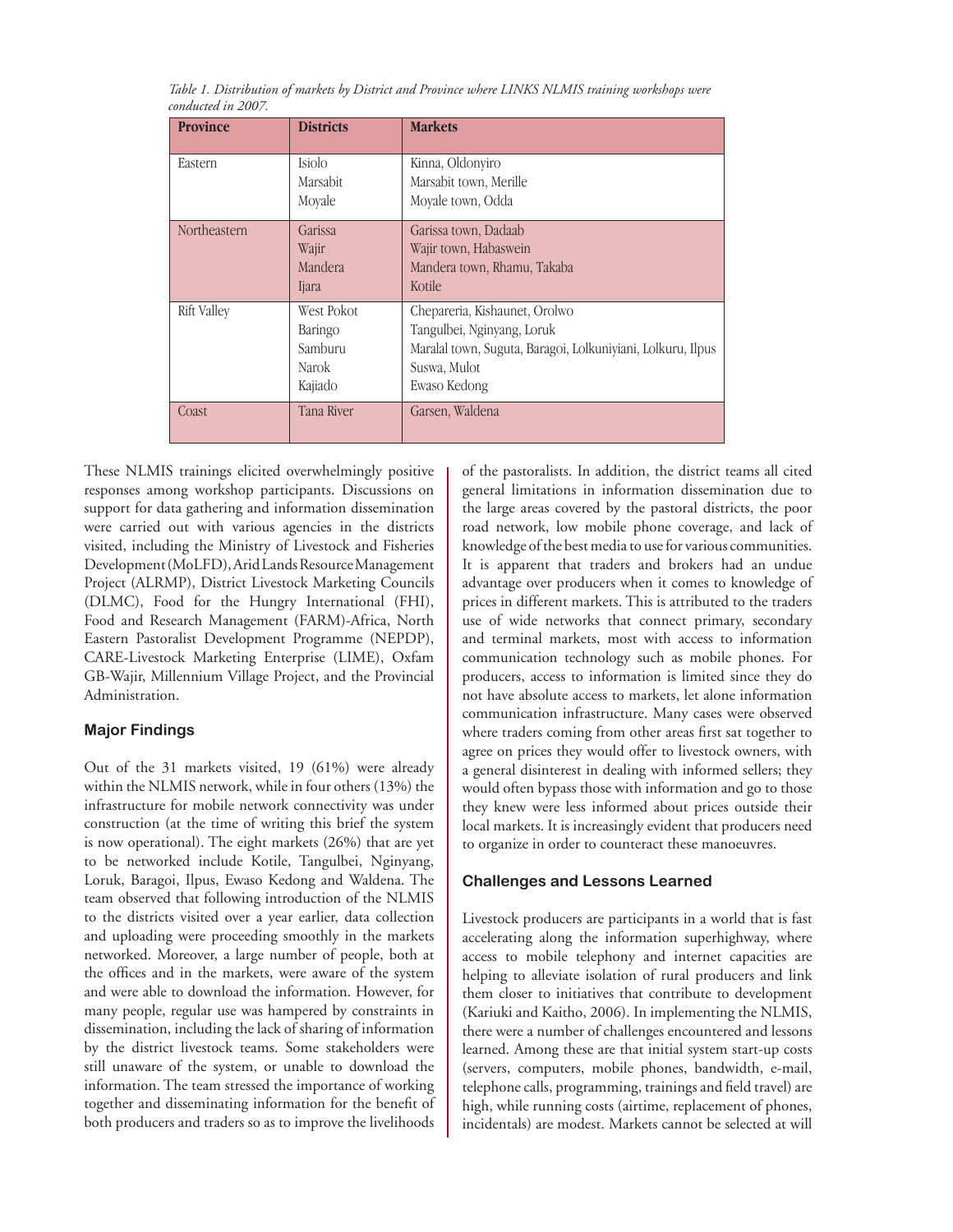*Table 1. Distribution of markets by District and Province where LINKS NLMIS training workshops were conducted in 2007.*

| Province | Districts | Markets |
|---|---|---|
| Eastern | Isiolo<br>Marsabit<br>Moyale | Kinna, Oldonyiro<br>Marsabit town, Merille<br>Moyale town, Odda |
| Northeastern | Garissa<br>Wajir<br>Mandera<br>Ijara | Garissa town, Dadaab<br>Wajir town, Habaswein<br>Mandera town, Rhamu, Takaba<br>Kotile |
| Rift Valley | West Pokot<br>Baringo<br>Samburu<br>Narok<br>Kajiado | Chepareria, Kishaunet, Orolwo<br>Tangulbei, Nginyang, Loruk<br>Maralal town, Suguta, Baragoi, Lolkuniyiani, Lolkuru, Ilpus<br>Suswa, Mulot<br>Ewaso Kedong |
| Coast | Tana River | Garsen, Waldena |

These NLMIS trainings elicited overwhelmingly positive responses among workshop participants. Discussions on support for data gathering and information dissemination were carried out with various agencies in the districts visited, including the Ministry of Livestock and Fisheries Development (MoLFD), Arid Lands Resource Management Project (ALRMP), District Livestock Marketing Councils (DLMC), Food for the Hungry International (FHI), Food and Research Management (FARM)-Africa, North Eastern Pastoralist Development Programme (NEPDP), CARE-Livestock Marketing Enterprise (LIME), Oxfam GB-Wajir, Millennium Village Project, and the Provincial Administration.

### Major Findings

Out of the 31 markets visited, 19 (61%) were already within the NLMIS network, while in four others (13%) the infrastructure for mobile network connectivity was under construction (at the time of writing this brief the system is now operational). The eight markets (26%) that are yet to be networked include Kotile, Tangulbei, Nginyang, Loruk, Baragoi, Ilpus, Ewaso Kedong and Waldena. The team observed that following introduction of the NLMIS to the districts visited over a year earlier, data collection and uploading were proceeding smoothly in the markets networked. Moreover, a large number of people, both at the offices and in the markets, were aware of the system and were able to download the information. However, for many people, regular use was hampered by constraints in dissemination, including the lack of sharing of information by the district livestock teams. Some stakeholders were still unaware of the system, or unable to download the information. The team stressed the importance of working together and disseminating information for the benefit of both producers and traders so as to improve the livelihoods of the pastoralists. In addition, the district teams all cited general limitations in information dissemination due to the large areas covered by the pastoral districts, the poor road network, low mobile phone coverage, and lack of knowledge of the best media to use for various communities. It is apparent that traders and brokers had an undue advantage over producers when it comes to knowledge of prices in different markets. This is attributed to the traders use of wide networks that connect primary, secondary and terminal markets, most with access to information communication technology such as mobile phones. For producers, access to information is limited since they do not have absolute access to markets, let alone information communication infrastructure. Many cases were observed where traders coming from other areas first sat together to agree on prices they would offer to livestock owners, with a general disinterest in dealing with informed sellers; they would often bypass those with information and go to those they knew were less informed about prices outside their local markets. It is increasingly evident that producers need to organize in order to counteract these manoeuvres.

### Challenges and Lessons Learned

Livestock producers are participants in a world that is fast accelerating along the information superhighway, where access to mobile telephony and internet capacities are helping to alleviate isolation of rural producers and link them closer to initiatives that contribute to development (Kariuki and Kaitho, 2006). In implementing the NLMIS, there were a number of challenges encountered and lessons learned. Among these are that initial system start-up costs (servers, computers, mobile phones, bandwidth, e-mail, telephone calls, programming, trainings and field travel) are high, while running costs (airtime, replacement of phones, incidentals) are modest. Markets cannot be selected at will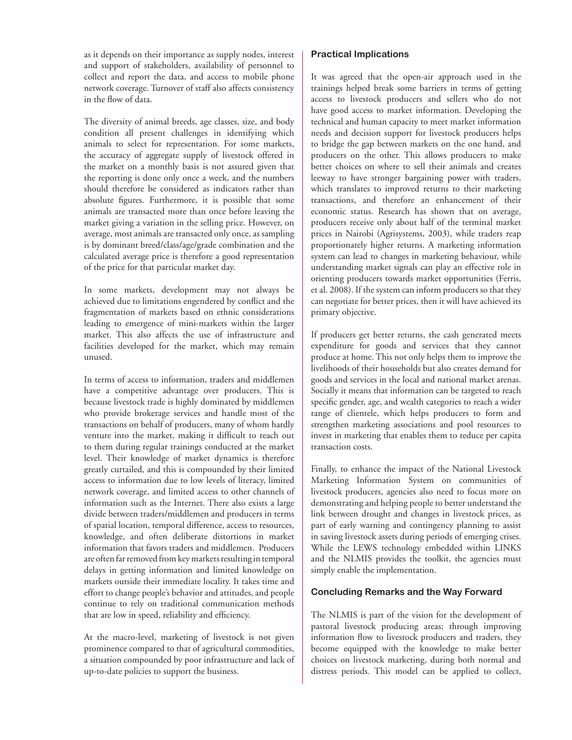as it depends on their importance as supply nodes, interest and support of stakeholders, availability of personnel to collect and report the data, and access to mobile phone network coverage. Turnover of staff also affects consistency in the flow of data.

The diversity of animal breeds, age classes, size, and body condition all present challenges in identifying which animals to select for representation. For some markets, the accuracy of aggregate supply of livestock offered in the market on a monthly basis is not assured given that the reporting is done only once a week, and the numbers should therefore be considered as indicators rather than absolute figures. Furthermore, it is possible that some animals are transacted more than once before leaving the market giving a variation in the selling price. However, on average, most animals are transacted only once, as sampling is by dominant breed/class/age/grade combination and the calculated average price is therefore a good representation of the price for that particular market day.

In some markets, development may not always be achieved due to limitations engendered by conflict and the fragmentation of markets based on ethnic considerations leading to emergence of mini-markets within the larger market. This also affects the use of infrastructure and facilities developed for the market, which may remain unused.

In terms of access to information, traders and middlemen have a competitive advantage over producers. This is because livestock trade is highly dominated by middlemen who provide brokerage services and handle most of the transactions on behalf of producers, many of whom hardly venture into the market, making it difficult to reach out to them during regular trainings conducted at the market level. Their knowledge of market dynamics is therefore greatly curtailed, and this is compounded by their limited access to information due to low levels of literacy, limited network coverage, and limited access to other channels of information such as the Internet. There also exists a large divide between traders/middlemen and producers in terms of spatial location, temporal difference, access to resources, knowledge, and often deliberate distortions in market information that favors traders and middlemen. Producers are often far removed from key markets resulting in temporal delays in getting information and limited knowledge on markets outside their immediate locality. It takes time and effort to change people's behavior and attitudes, and people continue to rely on traditional communication methods that are low in speed, reliability and efficiency.

At the macro-level, marketing of livestock is not given prominence compared to that of agricultural commodities, a situation compounded by poor infrastructure and lack of up-to-date policies to support the business.

### Practical Implications

It was agreed that the open-air approach used in the trainings helped break some barriers in terms of getting access to livestock producers and sellers who do not have good access to market information. Developing the technical and human capacity to meet market information needs and decision support for livestock producers helps to bridge the gap between markets on the one hand, and producers on the other. This allows producers to make better choices on where to sell their animals and creates leeway to have stronger bargaining power with traders, which translates to improved returns to their marketing transactions, and therefore an enhancement of their economic status. Research has shown that on average, producers receive only about half of the terminal market prices in Nairobi (Agrisystems, 2003), while traders reap proportionately higher returns. A marketing information system can lead to changes in marketing behaviour, while understanding market signals can play an effective role in orienting producers towards market opportunities (Ferris, et al. 2008). If the system can inform producers so that they can negotiate for better prices, then it will have achieved its primary objective.

If producers get better returns, the cash generated meets expenditure for goods and services that they cannot produce at home. This not only helps them to improve the livelihoods of their households but also creates demand for goods and services in the local and national market arenas. Socially it means that information can be targeted to reach specific gender, age, and wealth categories to reach a wider range of clientele, which helps producers to form and strengthen marketing associations and pool resources to invest in marketing that enables them to reduce per capita transaction costs.

Finally, to enhance the impact of the National Livestock Marketing Information System on communities of livestock producers, agencies also need to focus more on demonstrating and helping people to better understand the link between drought and changes in livestock prices, as part of early warning and contingency planning to assist in saving livestock assets during periods of emerging crises. While the LEWS technology embedded within LINKS and the NLMIS provides the toolkit, the agencies must simply enable the implementation.

### Concluding Remarks and the Way Forward

The NLMIS is part of the vision for the development of pastoral livestock producing areas; through improving information flow to livestock producers and traders, they become equipped with the knowledge to make better choices on livestock marketing, during both normal and distress periods. This model can be applied to collect,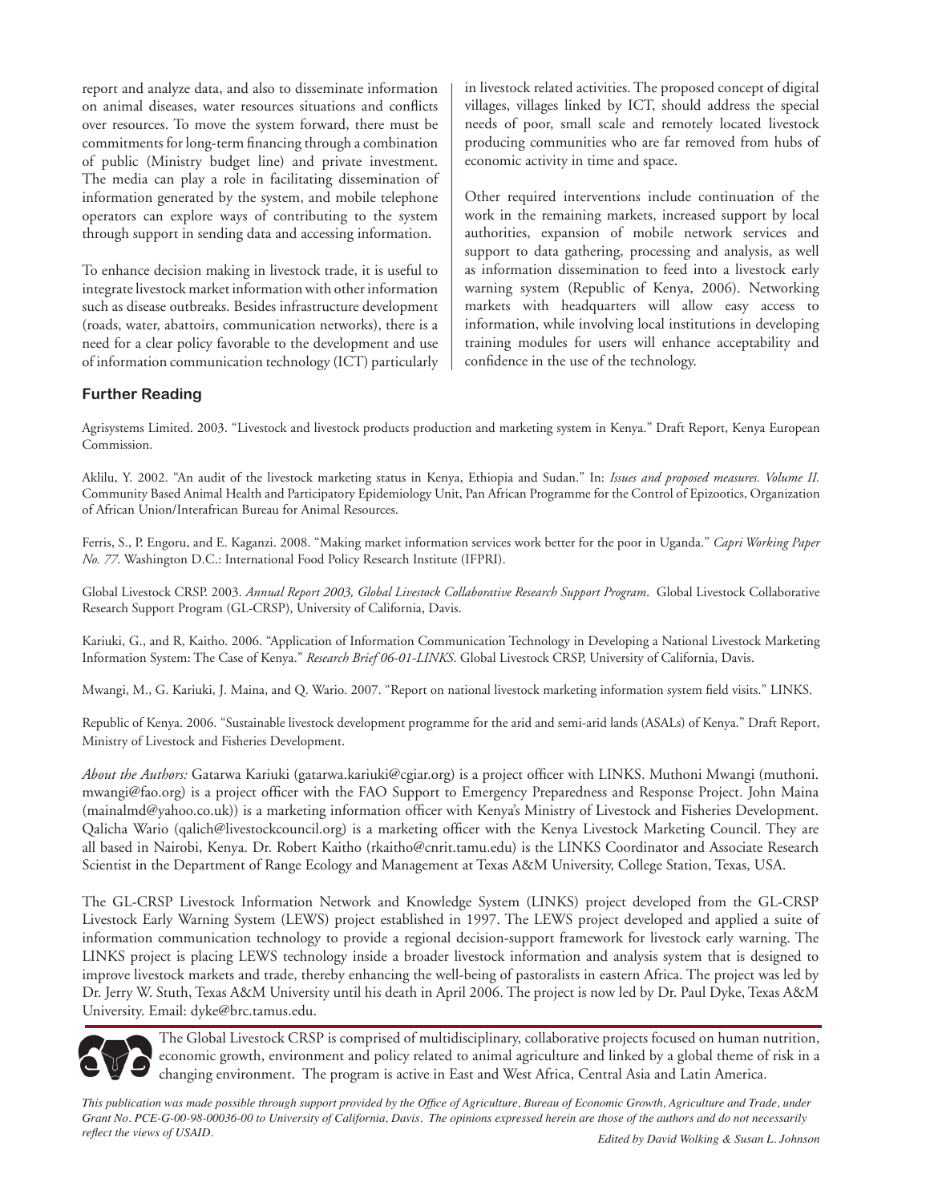report and analyze data, and also to disseminate information on animal diseases, water resources situations and conflicts over resources. To move the system forward, there must be commitments for long-term financing through a combination of public (Ministry budget line) and private investment. The media can play a role in facilitating dissemination of information generated by the system, and mobile telephone operators can explore ways of contributing to the system through support in sending data and accessing information.

To enhance decision making in livestock trade, it is useful to integrate livestock market information with other information such as disease outbreaks. Besides infrastructure development (roads, water, abattoirs, communication networks), there is a need for a clear policy favorable to the development and use of information communication technology (ICT) particularly in livestock related activities. The proposed concept of digital villages, villages linked by ICT, should address the special needs of poor, small scale and remotely located livestock producing communities who are far removed from hubs of economic activity in time and space.

Other required interventions include continuation of the work in the remaining markets, increased support by local authorities, expansion of mobile network services and support to data gathering, processing and analysis, as well as information dissemination to feed into a livestock early warning system (Republic of Kenya, 2006). Networking markets with headquarters will allow easy access to information, while involving local institutions in developing training modules for users will enhance acceptability and confidence in the use of the technology.

## Further Reading

Agrisystems Limited. 2003. "Livestock and livestock products production and marketing system in Kenya." Draft Report, Kenya European Commission.

Aklilu, Y. 2002. "An audit of the livestock marketing status in Kenya, Ethiopia and Sudan." In: *Issues and proposed measures. Volume II.* Community Based Animal Health and Participatory Epidemiology Unit, Pan African Programme for the Control of Epizootics, Organization of African Union/Interafrican Bureau for Animal Resources.

Ferris, S., P. Engoru, and E. Kaganzi. 2008. "Making market information services work better for the poor in Uganda." *Capri Working Paper No. 77*. Washington D.C.: International Food Policy Research Institute (IFPRI).

Global Livestock CRSP. 2003. *Annual Report 2003, Global Livestock Collaborative Research Support Program*. Global Livestock Collaborative Research Support Program (GL-CRSP), University of California, Davis.

Kariuki, G., and R, Kaitho. 2006. "Application of Information Communication Technology in Developing a National Livestock Marketing Information System: The Case of Kenya." *Research Brief 06-01-LINKS.* Global Livestock CRSP, University of California, Davis.

Mwangi, M., G. Kariuki, J. Maina, and Q. Wario. 2007. "Report on national livestock marketing information system field visits." LINKS.

Republic of Kenya. 2006. "Sustainable livestock development programme for the arid and semi-arid lands (ASALs) of Kenya." Draft Report, Ministry of Livestock and Fisheries Development.

*About the Authors:* Gatarwa Kariuki (gatarwa.kariuki@cgiar.org) is a project officer with LINKS. Muthoni Mwangi (muthoni.mwangi@fao.org) is a project officer with the FAO Support to Emergency Preparedness and Response Project. John Maina (mainalmd@yahoo.co.uk)) is a marketing information officer with Kenya's Ministry of Livestock and Fisheries Development. Qalicha Wario (qalich@livestockcouncil.org) is a marketing officer with the Kenya Livestock Marketing Council. They are all based in Nairobi, Kenya. Dr. Robert Kaitho (rkaitho@cnrit.tamu.edu) is the LINKS Coordinator and Associate Research Scientist in the Department of Range Ecology and Management at Texas A&M University, College Station, Texas, USA.

The GL-CRSP Livestock Information Network and Knowledge System (LINKS) project developed from the GL-CRSP Livestock Early Warning System (LEWS) project established in 1997. The LEWS project developed and applied a suite of information communication technology to provide a regional decision-support framework for livestock early warning. The LINKS project is placing LEWS technology inside a broader livestock information and analysis system that is designed to improve livestock markets and trade, thereby enhancing the well-being of pastoralists in eastern Africa. The project was led by Dr. Jerry W. Stuth, Texas A&M University until his death in April 2006. The project is now led by Dr. Paul Dyke, Texas A&M University. Email: dyke@brc.tamus.edu.

The Global Livestock CRSP is comprised of multidisciplinary, collaborative projects focused on human nutrition, economic growth, environment and policy related to animal agriculture and linked by a global theme of risk in a changing environment. The program is active in East and West Africa, Central Asia and Latin America.

*This publication was made possible through support provided by the Office of Agriculture, Bureau of Economic Growth, Agriculture and Trade, under Grant No. PCE-G-00-98-00036-00 to University of California, Davis. The opinions expressed herein are those of the authors and do not necessarily reflect the views of USAID.*

*Edited by David Wolking & Susan L. Johnson*